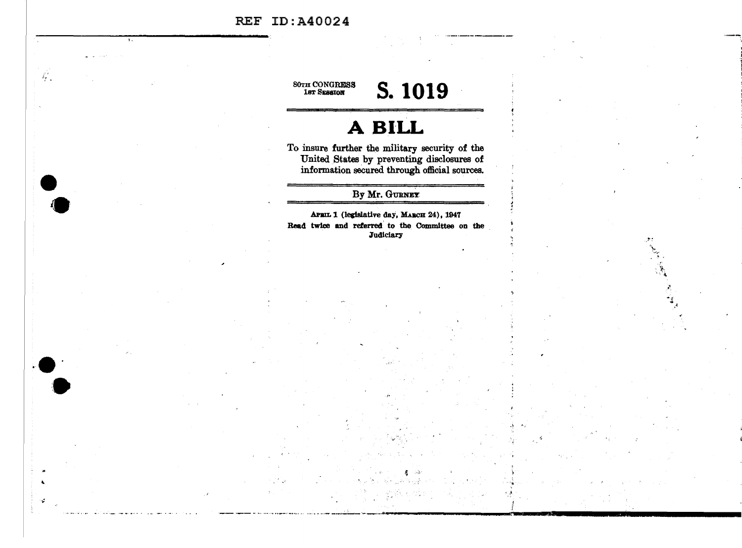REF ID:A40024

80TH CONGRESS
1ST SESSION

# S. 1019

# A BILL

To insure further the military security of the United States by preventing disclosures of information secured through official sources.

By Mr. GURNEY

APRIL 1 (legislative day, MARCH 24), 1947

Read twice and referred to the Committee on the Judiciary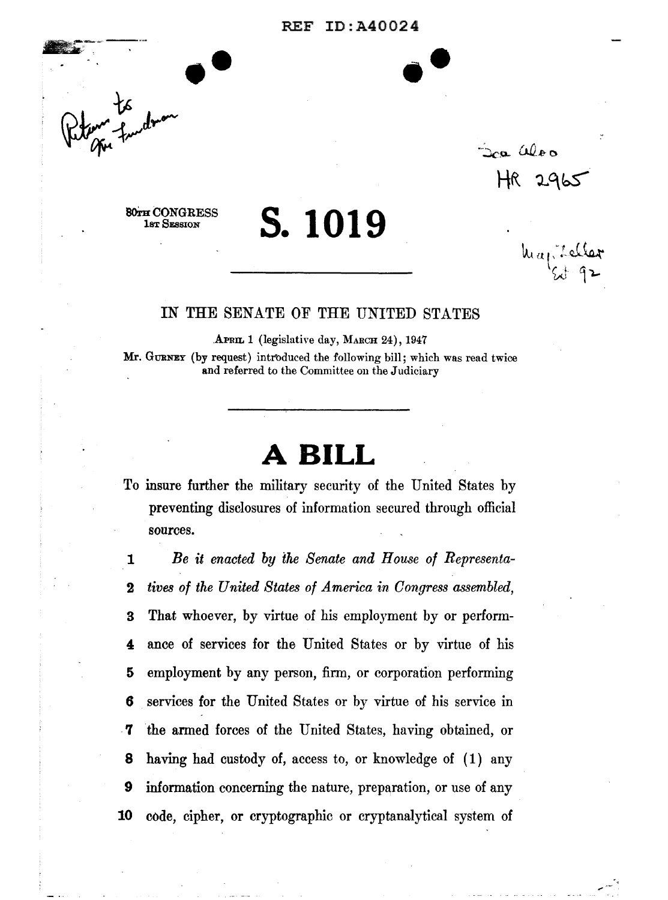REF ID:A40024

Return to Mr. Friedman

See also HR 2965

Map. Folder Ext 92

80TH CONGRESS
1ST SESSION

# S. 1019

---

IN THE SENATE OF THE UNITED STATES

APRIL 1 (legislative day, MARCH 24), 1947

Mr. GURNEY (by request) introduced the following bill; which was read twice and referred to the Committee on the Judiciary

---

# A BILL

To insure further the military security of the United States by preventing disclosures of information secured through official sources.

1 *Be it enacted by the Senate and House of Representa-*
2 *tives of the United States of America in Congress assembled,*
3 That whoever, by virtue of his employment by or perform-
4 ance of services for the United States or by virtue of his
5 employment by any person, firm, or corporation performing
6 services for the United States or by virtue of his service in
7 the armed forces of the United States, having obtained, or
8 having had custody of, access to, or knowledge of (1) any
9 information concerning the nature, preparation, or use of any
10 code, cipher, or cryptographic or cryptanalytical system of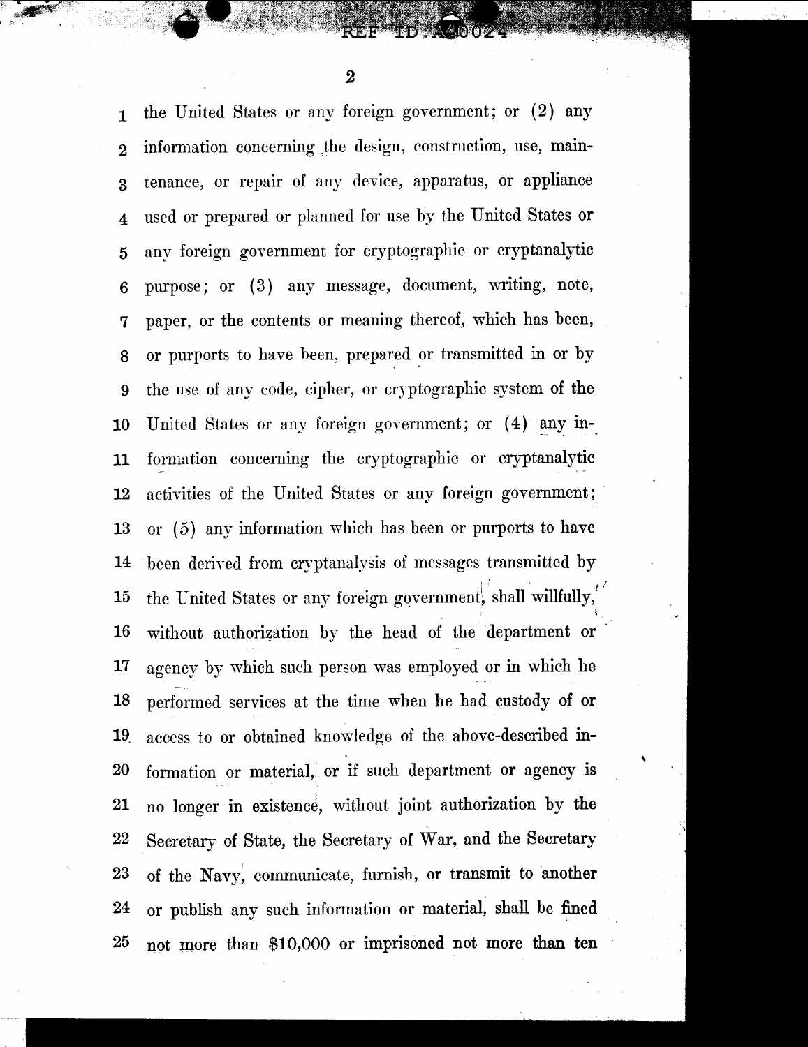the United States or any foreign government; or (2) any information concerning the design, construction, use, maintenance, or repair of any device, apparatus, or appliance used or prepared or planned for use by the United States or any foreign government for cryptographic or cryptanalytic purpose; or (3) any message, document, writing, note, paper, or the contents or meaning thereof, which has been, or purports to have been, prepared or transmitted in or by the use of any code, cipher, or cryptographic system of the United States or any foreign government; or (4) any information concerning the cryptographic or cryptanalytic activities of the United States or any foreign government; or (5) any information which has been or purports to have been derived from cryptanalysis of messages transmitted by the United States or any foreign government, shall willfully, without authorization by the head of the department or agency by which such person was employed or in which he performed services at the time when he had custody of or access to or obtained knowledge of the above-described information or material, or if such department or agency is no longer in existence, without joint authorization by the Secretary of State, the Secretary of War, and the Secretary of the Navy, communicate, furnish, or transmit to another or publish any such information or material, shall be fined not more than $10,000 or imprisoned not more than ten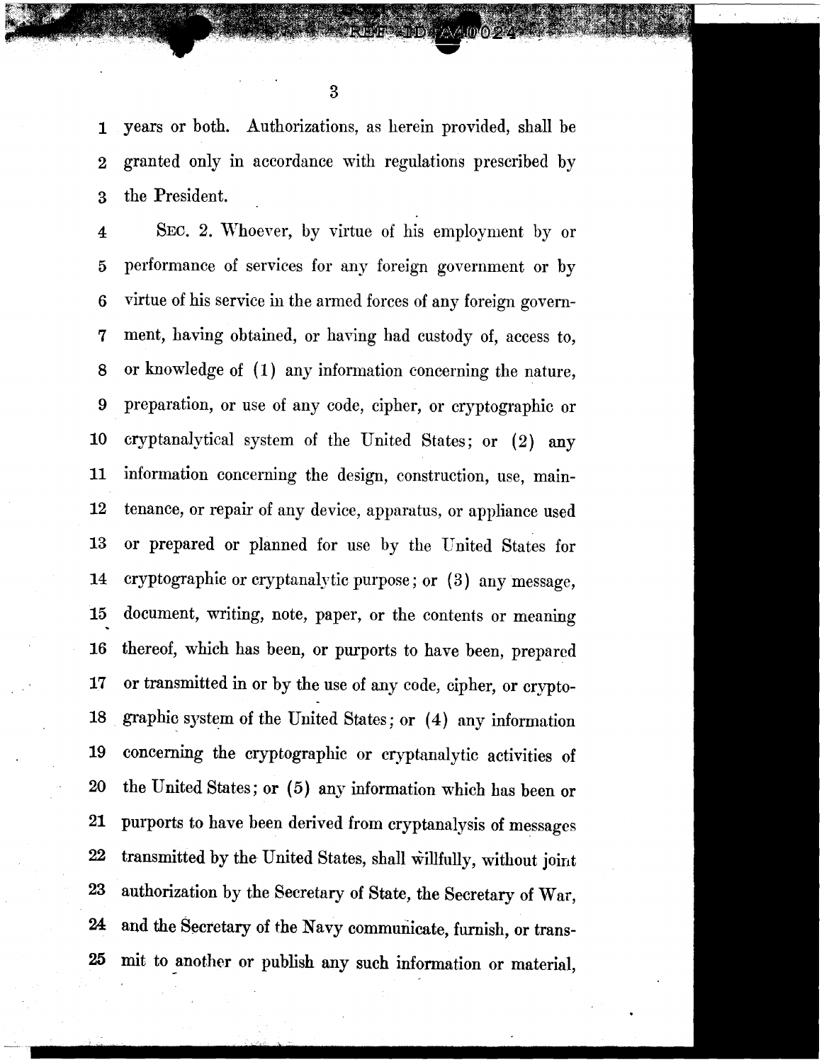years or both. Authorizations, as herein provided, shall be granted only in accordance with regulations prescribed by the President.

SEC. 2. Whoever, by virtue of his employment by or performance of services for any foreign government or by virtue of his service in the armed forces of any foreign government, having obtained, or having had custody of, access to, or knowledge of (1) any information concerning the nature, preparation, or use of any code, cipher, or cryptographic or cryptanalytical system of the United States; or (2) any information concerning the design, construction, use, maintenance, or repair of any device, apparatus, or appliance used or prepared or planned for use by the United States for cryptographic or cryptanalytic purpose; or (3) any message, document, writing, note, paper, or the contents or meaning thereof, which has been, or purports to have been, prepared or transmitted in or by the use of any code, cipher, or cryptographic system of the United States; or (4) any information concerning the cryptographic or cryptanalytic activities of the United States; or (5) any information which has been or purports to have been derived from cryptanalysis of messages transmitted by the United States, shall willfully, without joint authorization by the Secretary of State, the Secretary of War, and the Secretary of the Navy communicate, furnish, or transmit to another or publish any such information or material,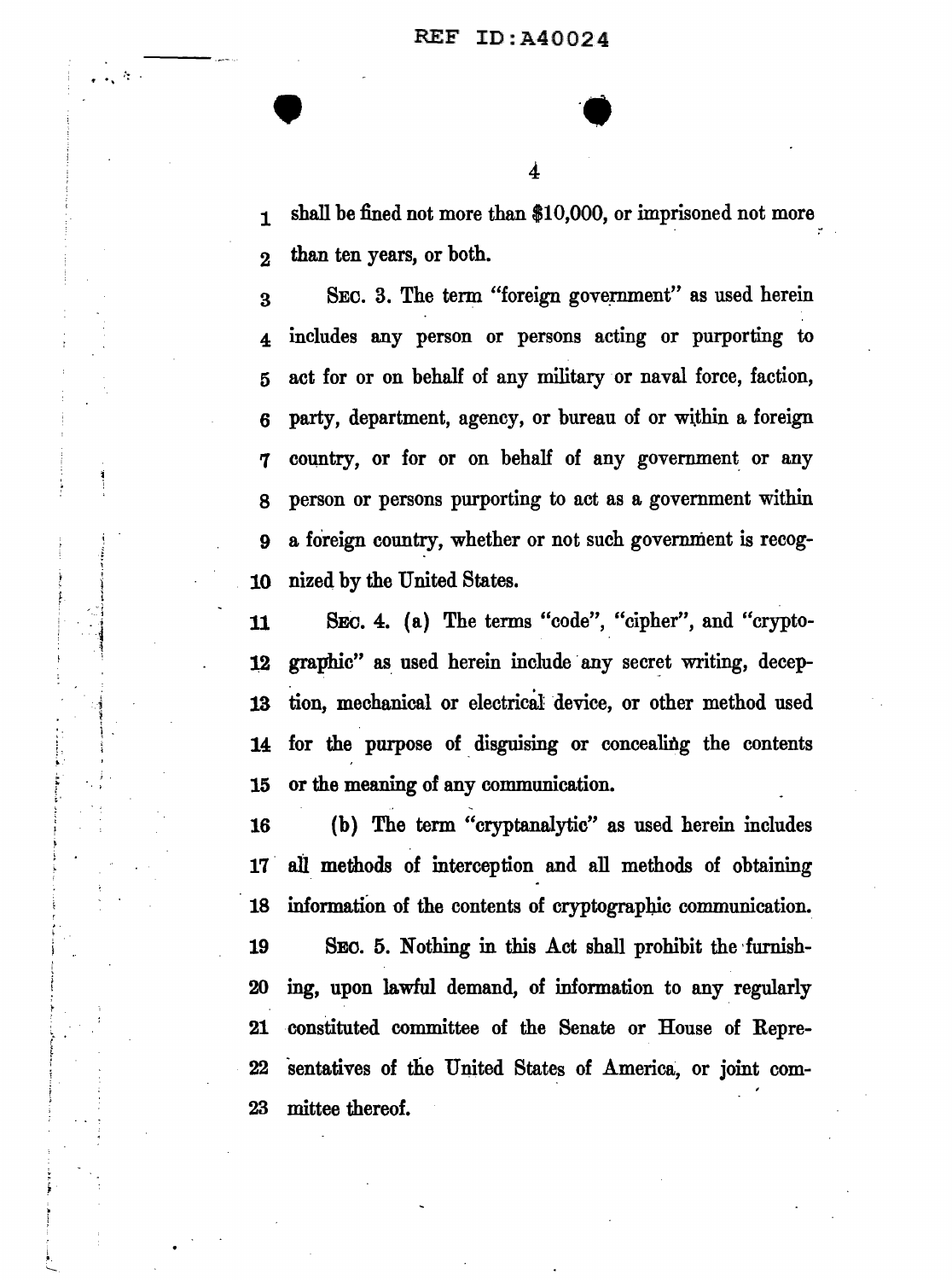shall be fined not more than $10,000, or imprisoned not more than ten years, or both.

SEC. 3. The term "foreign government" as used herein includes any person or persons acting or purporting to act for or on behalf of any military or naval force, faction, party, department, agency, or bureau of or within a foreign country, or for or on behalf of any government or any person or persons purporting to act as a government within a foreign country, whether or not such government is recognized by the United States.

SEC. 4. (a) The terms "code", "cipher", and "cryptographic" as used herein include any secret writing, deception, mechanical or electrical device, or other method used for the purpose of disguising or concealing the contents or the meaning of any communication.

(b) The term "cryptanalytic" as used herein includes all methods of interception and all methods of obtaining information of the contents of cryptographic communication.

SEC. 5. Nothing in this Act shall prohibit the furnishing, upon lawful demand, of information to any regularly constituted committee of the Senate or House of Representatives of the United States of America, or joint committee thereof.